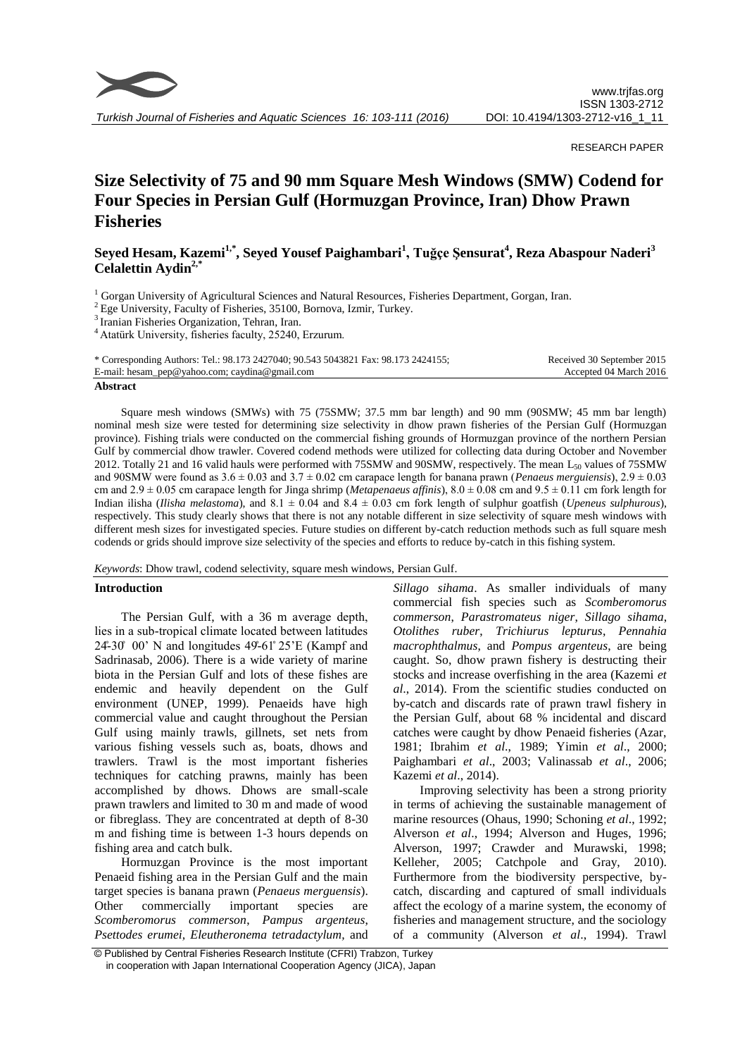RESEARCH PAPER

# Size Selectivity of 75 and 90 mm Square Mesh Windows (SMW) Codend for Four Species in Persian Gulf (Hormuzgan Province, Iran) Dhow Prawn Fisheries

**Seyed Hesam, Kazemi[1,*], Seyed Yousef Paighambari[1], Tuğçe Şensurat[4], Reza Abaspour Naderi[3] Celalettin Aydin[2,*]**

[1] Gorgan University of Agricultural Sciences and Natural Resources, Fisheries Department, Gorgan, Iran.
[2] Ege University, Faculty of Fisheries, 35100, Bornova, Izmir, Turkey.
[3] Iranian Fisheries Organization, Tehran, Iran.
[4] Atatürk University, fisheries faculty, 25240, Erzurum.

\* Corresponding Authors: Tel.: 98.173 2427040; 90.543 5043821 Fax: 98.173 2424155;
E-mail: hesam_pep@yahoo.com; caydina@gmail.com

Received 30 September 2015
Accepted 04 March 2016

## Abstract

Square mesh windows (SMWs) with 75 (75SMW; 37.5 mm bar length) and 90 mm (90SMW; 45 mm bar length) nominal mesh size were tested for determining size selectivity in dhow prawn fisheries of the Persian Gulf (Hormuzgan province). Fishing trials were conducted on the commercial fishing grounds of Hormuzgan province of the northern Persian Gulf by commercial dhow trawler. Covered codend methods were utilized for collecting data during October and November 2012. Totally 21 and 16 valid hauls were performed with 75SMW and 90SMW, respectively. The mean $L_{50}$ values of 75SMW and 90SMW were found as $3.6 \pm 0.03$ and $3.7 \pm 0.02$ cm carapace length for banana prawn (*Penaeus merguiensis*), $2.9 \pm 0.03$ cm and $2.9 \pm 0.05$ cm carapace length for Jinga shrimp (*Metapenaeus affinis*), $8.0 \pm 0.08$ cm and $9.5 \pm 0.11$ cm fork length for Indian ilisha (*Ilisha melastoma*), and $8.1 \pm 0.04$ and $8.4 \pm 0.03$ cm fork length of sulphur goatfish (*Upeneus sulphurous*), respectively. This study clearly shows that there is not any notable different in size selectivity of square mesh windows with different mesh sizes for investigated species. Future studies on different by-catch reduction methods such as full square mesh codends or grids should improve size selectivity of the species and efforts to reduce by-catch in this fishing system.

*Keywords*: Dhow trawl, codend selectivity, square mesh windows, Persian Gulf.

## Introduction

The Persian Gulf, with a 36 m average depth, lies in a sub-tropical climate located between latitudes 24-30° 00' N and longitudes 49-61° 25'E (Kampf and Sadrinasab, 2006). There is a wide variety of marine biota in the Persian Gulf and lots of these fishes are endemic and heavily dependent on the Gulf environment (UNEP, 1999). Penaeids have high commercial value and caught throughout the Persian Gulf using mainly trawls, gillnets, set nets from various fishing vessels such as, boats, dhows and trawlers. Trawl is the most important fisheries techniques for catching prawns, mainly has been accomplished by dhows. Dhows are small-scale prawn trawlers and limited to 30 m and made of wood or fibreglass. They are concentrated at depth of 8-30 m and fishing time is between 1-3 hours depends on fishing area and catch bulk.

Hormuzgan Province is the most important Penaeid fishing area in the Persian Gulf and the main target species is banana prawn (*Penaeus merguensis*). Other commercially important species are *Scomberomorus commerson*, *Pampus argenteus*, *Psettodes erumei*, *Eleutheronema tetradactylum*, and *Sillago sihama*. As smaller individuals of many commercial fish species such as *Scomberomorus commerson*, *Parastromateus niger*, *Sillago sihama*, *Otolithes ruber*, *Trichiurus lepturus*, *Pennahia macrophthalmus*, and *Pompus argenteus*, are being caught. So, dhow prawn fishery is destructing their stocks and increase overfishing in the area (Kazemi *et al*., 2014). From the scientific studies conducted on by-catch and discards rate of prawn trawl fishery in the Persian Gulf, about 68 % incidental and discard catches were caught by dhow Penaeid fisheries (Azar, 1981; Ibrahim *et al*., 1989; Yimin *et al*., 2000; Paighambari *et al*., 2003; Valinassab *et al*., 2006; Kazemi *et al*., 2014).

Improving selectivity has been a strong priority in terms of achieving the sustainable management of marine resources (Ohaus, 1990; Schoning *et al*., 1992; Alverson *et al*., 1994; Alverson and Huges, 1996; Alverson, 1997; Crawder and Murawski, 1998; Kelleher, 2005; Catchpole and Gray, 2010). Furthermore from the biodiversity perspective, by-catch, discarding and captured of small individuals affect the ecology of a marine system, the economy of fisheries and management structure, and the sociology of a community (Alverson *et al*., 1994). Trawl

© Published by Central Fisheries Research Institute (CFRI) Trabzon, Turkey in cooperation with Japan International Cooperation Agency (JICA), Japan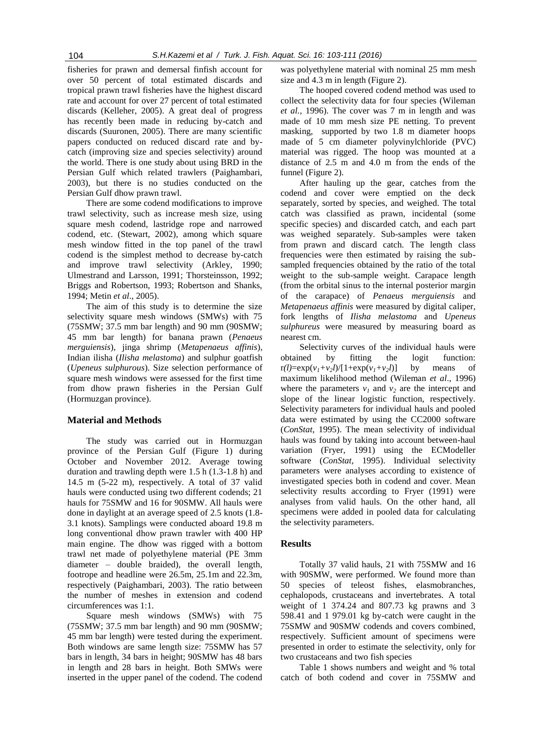fisheries for prawn and demersal finfish account for over 50 percent of total estimated discards and tropical prawn trawl fisheries have the highest discard rate and account for over 27 percent of total estimated discards (Kelleher, 2005). A great deal of progress has recently been made in reducing by-catch and discards (Suuronen, 2005). There are many scientific papers conducted on reduced discard rate and by-catch (improving size and species selectivity) around the world. There is one study about using BRD in the Persian Gulf which related trawlers (Paighambari, 2003), but there is no studies conducted on the Persian Gulf dhow prawn trawl.

There are some codend modifications to improve trawl selectivity, such as increase mesh size, using square mesh codend, lastridge rope and narrowed codend, etc. (Stewart, 2002), among which square mesh window fitted in the top panel of the trawl codend is the simplest method to decrease by-catch and improve trawl selectivity (Arkley, 1990; Ulmestrand and Larsson, 1991; Thorsteinsson, 1992; Briggs and Robertson, 1993; Robertson and Shanks, 1994; Metin *et al*., 2005).

The aim of this study is to determine the size selectivity square mesh windows (SMWs) with 75 (75SMW; 37.5 mm bar length) and 90 mm (90SMW; 45 mm bar length) for banana prawn (*Penaeus merguiensis*), jinga shrimp (*Metapenaeus affinis*), Indian ilisha (*Ilisha melastoma*) and sulphur goatfish (*Upeneus sulphurous*). Size selection performance of square mesh windows were assessed for the first time from dhow prawn fisheries in the Persian Gulf (Hormuzgan province).

## Material and Methods

The study was carried out in Hormuzgan province of the Persian Gulf (Figure 1) during October and November 2012. Average towing duration and trawling depth were 1.5 h (1.3-1.8 h) and 14.5 m (5-22 m), respectively. A total of 37 valid hauls were conducted using two different codends; 21 hauls for 75SMW and 16 for 90SMW. All hauls were done in daylight at an average speed of 2.5 knots (1.8-3.1 knots). Samplings were conducted aboard 19.8 m long conventional dhow prawn trawler with 400 HP main engine. The dhow was rigged with a bottom trawl net made of polyethylene material (PE 3mm diameter – double braided), the overall length, footrope and headline were 26.5m, 25.1m and 22.3m, respectively (Paighambari, 2003). The ratio between the number of meshes in extension and codend circumferences was 1:1.

Square mesh windows (SMWs) with 75 (75SMW; 37.5 mm bar length) and 90 mm (90SMW; 45 mm bar length) were tested during the experiment. Both windows are same length size: 75SMW has 57 bars in length, 34 bars in height; 90SMW has 48 bars in length and 28 bars in height. Both SMWs were inserted in the upper panel of the codend. The codend was polyethylene material with nominal 25 mm mesh size and 4.3 m in length (Figure 2).

The hooped covered codend method was used to collect the selectivity data for four species (Wileman *et al.*, 1996). The cover was 7 m in length and was made of 10 mm mesh size PE netting. To prevent masking, supported by two 1.8 m diameter hoops made of 5 cm diameter polyvinylchloride (PVC) material was rigged. The hoop was mounted at a distance of 2.5 m and 4.0 m from the ends of the funnel (Figure 2).

After hauling up the gear, catches from the codend and cover were emptied on the deck separately, sorted by species, and weighed. The total catch was classified as prawn, incidental (some specific species) and discarded catch, and each part was weighed separately. Sub-samples were taken from prawn and discard catch. The length class frequencies were then estimated by raising the sub-sampled frequencies obtained by the ratio of the total weight to the sub-sample weight. Carapace length (from the orbital sinus to the internal posterior margin of the carapace) of *Penaeus merguiensis* and *Metapenaeus affinis* were measured by digital caliper, fork lengths of *Ilisha melastoma* and *Upeneus sulphureus* were measured by measuring board as nearest cm.

Selectivity curves of the individual hauls were obtained by fitting the logit function: $r(l)=\exp(v_1+v_2l)/[1+\exp(v_1+v_2l)]$ by means of maximum likelihood method (Wileman *et al*., 1996) where the parameters $v_1$ and $v_2$ are the intercept and slope of the linear logistic function, respectively. Selectivity parameters for individual hauls and pooled data were estimated by using the CC2000 software (*ConStat*, 1995). The mean selectivity of individual hauls was found by taking into account between-haul variation (Fryer, 1991) using the ECModeller software (*ConStat,* 1995). Individual selectivity parameters were analyses according to existence of investigated species both in codend and cover. Mean selectivity results according to Fryer (1991) were analyses from valid hauls. On the other hand, all specimens were added in pooled data for calculating the selectivity parameters.

## Results

Totally 37 valid hauls, 21 with 75SMW and 16 with 90SMW, were performed. We found more than 50 species of teleost fishes, elasmobranches, cephalopods, crustaceans and invertebrates. A total weight of 1 374.24 and 807.73 kg prawns and 3 598.41 and 1 979.01 kg by-catch were caught in the 75SMW and 90SMW codends and covers combined, respectively. Sufficient amount of specimens were presented in order to estimate the selectivity, only for two crustaceans and two fish species

Table 1 shows numbers and weight and % total catch of both codend and cover in 75SMW and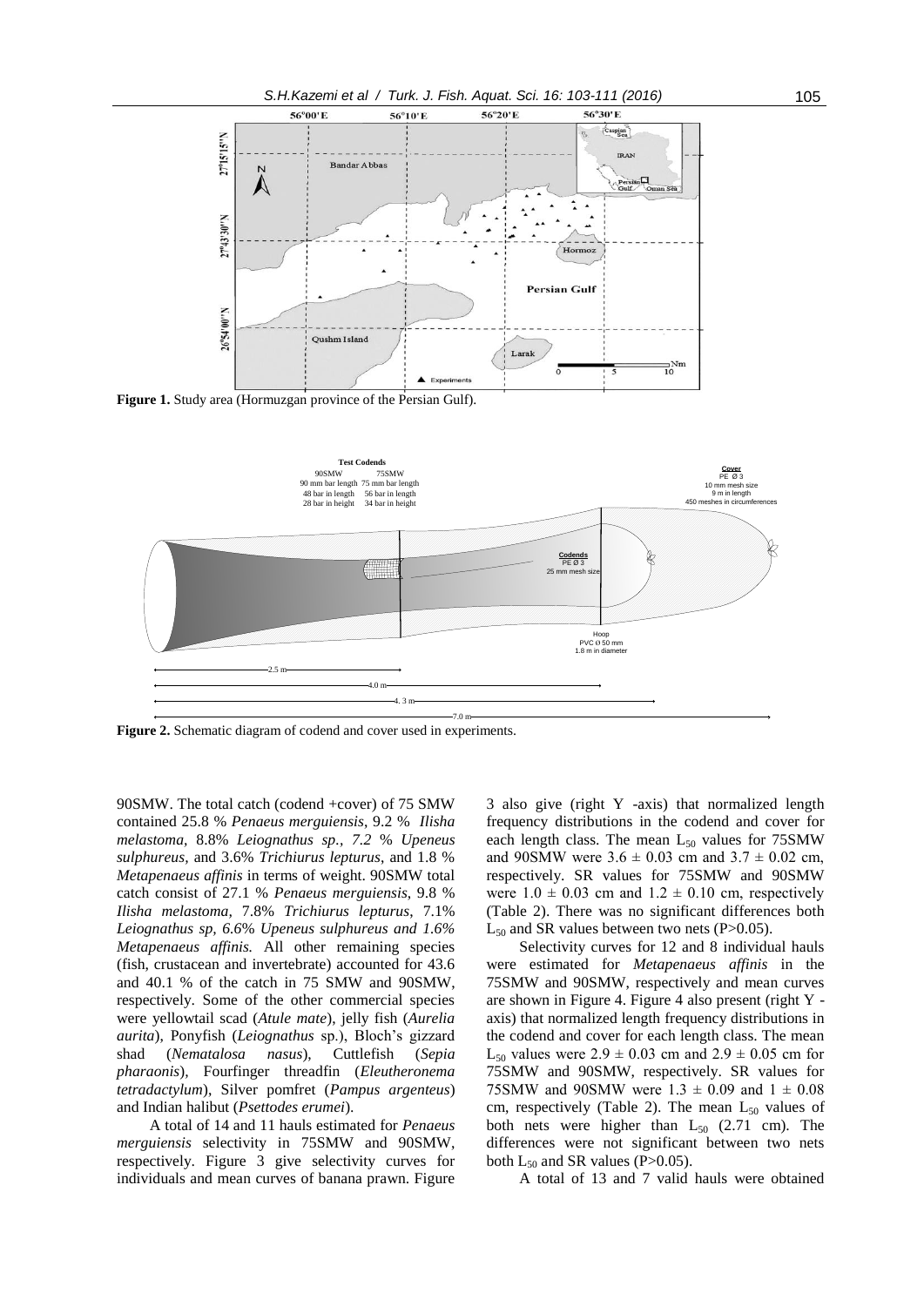56°00'E 56°10'E 56°20'E 56°30'E

27°15'15''N

27°43'30''N

26°54'00''N

Bandar Abbas

N

Caspian Sea

IRAN

Persian Gulf

Oman Sea

Hormoz

Persian Gulf

Qushm Island

Larak

Nm

0 5 10

Experiments

**Figure 1.** Study area (Hormuzgan province of the Persian Gulf).

Test Codends

90SMW 75SMW

90 mm bar length 75 mm bar length

48 bar in length 56 bar in length

28 bar in height 34 bar in height

Cover

PE Ø 3

10 mm mesh size

9 m in length

450 meshes in circumferences

Codends

PE Ø 3

25 mm mesh size

Hoop

PVC Ø 50 mm

1.8 m in diameter

2.5 m

4.0 m

4. 3 m

7.0 m

**Figure 2.** Schematic diagram of codend and cover used in experiments.

90SMW. The total catch (codend +cover) of 75 SMW contained 25.8 % *Penaeus merguiensis*, 9.2 % *Ilisha melastoma*, 8.8% *Leiognathus sp., 7.2 % Upeneus sulphureus,* and 3.6% *Trichiurus lepturus*, and 1.8 % *Metapenaeus affinis* in terms of weight. 90SMW total catch consist of 27.1 % *Penaeus merguiensis*, 9.8 % *Ilisha melastoma*, 7.8% *Trichiurus lepturus*, 7.1% *Leiognathus sp, 6.6% Upeneus sulphureus and 1.6% Metapenaeus affinis.* All other remaining species (fish, crustacean and invertebrate) accounted for 43.6 and 40.1 % of the catch in 75 SMW and 90SMW, respectively. Some of the other commercial species were yellowtail scad (*Atule mate*), jelly fish (*Aurelia aurita*), Ponyfish (*Leiognathus* sp.), Bloch's gizzard shad (*Nematalosa nasus*), Cuttlefish (*Sepia pharaonis*), Fourfinger threadfin (*Eleutheronema tetradactylum*), Silver pomfret (*Pampus argenteus*) and Indian halibut (*Psettodes erumei*).

A total of 14 and 11 hauls estimated for *Penaeus merguiensis* selectivity in 75SMW and 90SMW, respectively. Figure 3 give selectivity curves for individuals and mean curves of banana prawn. Figure 3 also give (right Y -axis) that normalized length frequency distributions in the codend and cover for each length class. The mean $L_{50}$ values for 75SMW and 90SMW were $3.6 \pm 0.03$ cm and $3.7 \pm 0.02$ cm, respectively. SR values for 75SMW and 90SMW were $1.0 \pm 0.03$ cm and $1.2 \pm 0.10$ cm, respectively (Table 2). There was no significant differences both $L_{50}$ and SR values between two nets ($P>0.05$).

Selectivity curves for 12 and 8 individual hauls were estimated for *Metapenaeus affinis* in the 75SMW and 90SMW, respectively and mean curves are shown in Figure 4. Figure 4 also present (right Y - axis) that normalized length frequency distributions in the codend and cover for each length class. The mean $L_{50}$ values were $2.9 \pm 0.03$ cm and $2.9 \pm 0.05$ cm for 75SMW and 90SMW, respectively. SR values for 75SMW and 90SMW were $1.3 \pm 0.09$ and $1 \pm 0.08$ cm, respectively (Table 2). The mean $L_{50}$ values of both nets were higher than $L_{50}$ (2.71 cm). The differences were not significant between two nets both $L_{50}$ and SR values ($P>0.05$).

A total of 13 and 7 valid hauls were obtained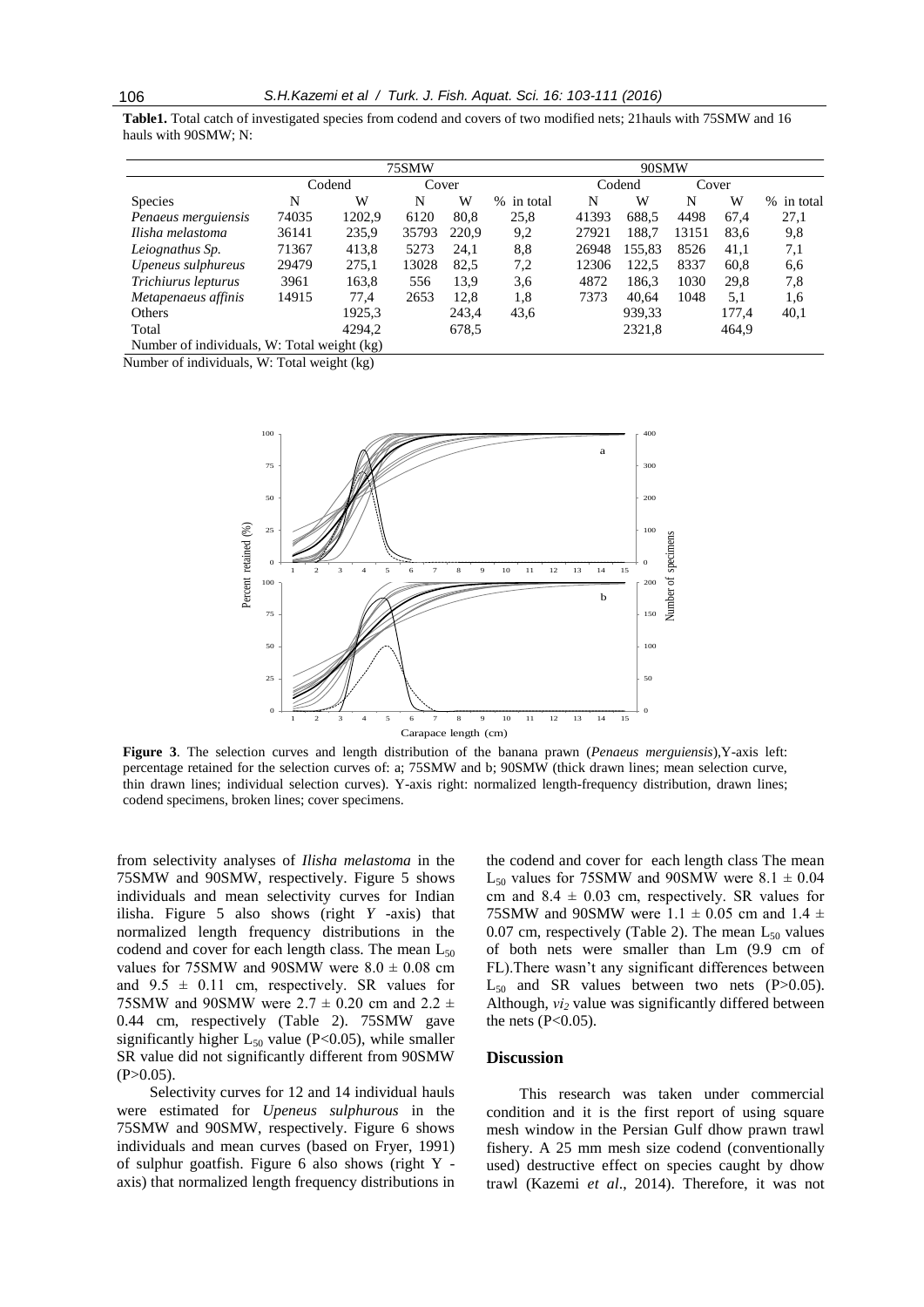**Table1.** Total catch of investigated species from codend and covers of two modified nets; 21hauls with 75SMW and 16 hauls with 90SMW; N:

| | 75SMW | | | | | 90SMW | | | | |
|---|---|---|---|---|---|---|---|---|---|---|
| | Codend | | Cover | | | Codend | | Cover | | |
| Species | N | W | N | W | % in total | N | W | N | W | % in total |
| *Penaeus merguiensis* | 74035 | 1202,9 | 6120 | 80,8 | 25,8 | 41393 | 688,5 | 4498 | 67,4 | 27,1 |
| *Ilisha melastoma* | 36141 | 235,9 | 35793 | 220,9 | 9,2 | 27921 | 188,7 | 13151 | 83,6 | 9,8 |
| *Leiognathus Sp.* | 71367 | 413,8 | 5273 | 24,1 | 8,8 | 26948 | 155,83 | 8526 | 41,1 | 7,1 |
| *Upeneus sulphureus* | 29479 | 275,1 | 13028 | 82,5 | 7,2 | 12306 | 122,5 | 8337 | 60,8 | 6,6 |
| *Trichiurus lepturus* | 3961 | 163,8 | 556 | 13,9 | 3,6 | 4872 | 186,3 | 1030 | 29,8 | 7,8 |
| *Metapenaeus affinis* | 14915 | 77,4 | 2653 | 12,8 | 1,8 | 7373 | 40,64 | 1048 | 5,1 | 1,6 |
| Others | | 1925,3 | | 243,4 | 43,6 | | 939,33 | | 177,4 | 40,1 |
| Total | | 4294,2 | | 678,5 | | | 2321,8 | | 464,9 | |
| Number of individuals, W: Total weight (kg) | | | | | | | | | | |

Number of individuals, W: Total weight (kg)

Percent retained (%)
Number of specimens
a
b
Carapace length (cm)

**Figure 3**. The selection curves and length distribution of the banana prawn (*Penaeus merguiensis*),Y-axis left: percentage retained for the selection curves of: a; 75SMW and b; 90SMW (thick drawn lines; mean selection curve, thin drawn lines; individual selection curves). Y-axis right: normalized length-frequency distribution, drawn lines; codend specimens, broken lines; cover specimens.

from selectivity analyses of *Ilisha melastoma* in the 75SMW and 90SMW, respectively. Figure 5 shows individuals and mean selectivity curves for Indian ilisha. Figure 5 also shows (right *Y* -axis) that normalized length frequency distributions in the codend and cover for each length class. The mean $L_{50}$ values for 75SMW and 90SMW were $8.0 \pm 0.08$ cm and $9.5 \pm 0.11$ cm, respectively. SR values for 75SMW and 90SMW were $2.7 \pm 0.20$ cm and $2.2 \pm 0.44$ cm, respectively (Table 2). 75SMW gave significantly higher $L_{50}$ value ($P<0.05$), while smaller SR value did not significantly different from 90SMW ($P>0.05$).

Selectivity curves for 12 and 14 individual hauls were estimated for *Upeneus sulphurous* in the 75SMW and 90SMW, respectively. Figure 6 shows individuals and mean curves (based on Fryer, 1991) of sulphur goatfish. Figure 6 also shows (right Y - axis) that normalized length frequency distributions in the codend and cover for each length class The mean $L_{50}$ values for 75SMW and 90SMW were $8.1 \pm 0.04$ cm and $8.4 \pm 0.03$ cm, respectively. SR values for 75SMW and 90SMW were $1.1 \pm 0.05$ cm and $1.4 \pm 0.07$ cm, respectively (Table 2). The mean $L_{50}$ values of both nets were smaller than Lm (9.9 cm of FL).There wasn't any significant differences between $L_{50}$ and SR values between two nets ($P>0.05$). Although, $vi_2$ value was significantly differed between the nets ($P<0.05$).

## Discussion

This research was taken under commercial condition and it is the first report of using square mesh window in the Persian Gulf dhow prawn trawl fishery. A 25 mm mesh size codend (conventionally used) destructive effect on species caught by dhow trawl (Kazemi *et al*., 2014). Therefore, it was not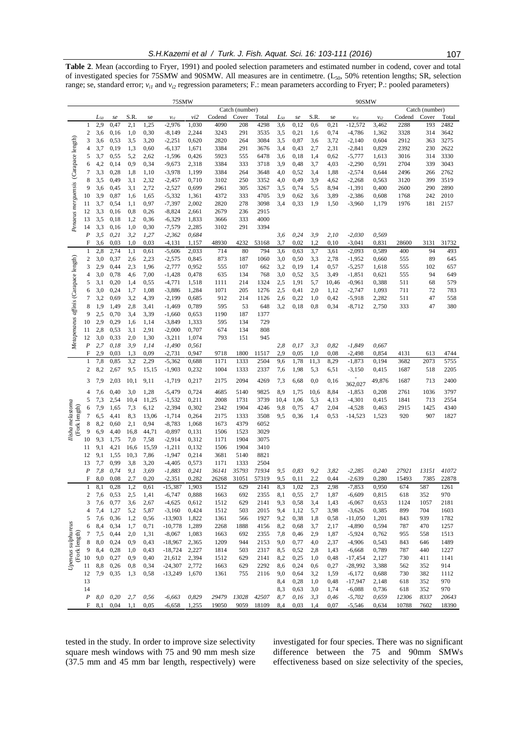**Table 2**. Mean (according to Fryer, 1991) and pooled selection parameters and estimated number in codend, cover and total of investigated species for 75SMW and 90SMW. All measures are in centimetre. ($L_{50}$, 50% retention lengths; SR, selection range; se, standard error; $v_{i1}$ and $v_{i2}$ regression parameters; F.: mean parameters according to Fryer; P.: pooled parameters)

| | | 75SMW | | | | | | | | | 90SMW | | | | | | | | |
|---|---|---|---|---|---|---|---|---|---|---|---|---|---|---|---|---|---|---|---|
| | | | | | | | | Catch (number) | | | | | | | | | Catch (number) | | |
| | | $L_{50}$ | se | S.R. | se | $v_{i1}$ | vi2 | Codend | Cover | Total | $L_{50}$ | se | S.R. | se | $v_{i1}$ | $v_{i2}$ | Codend | Cover | Total |
| *Penaeus merguensis* (Carapace length) | 1 | 2,9 | 0,47 | 2,1 | 1,25 | -2,976 | 1,030 | 4090 | 208 | 4298 | 3,6 | 0,12 | 0,6 | 0,21 | -12,572 | 3,462 | 2288 | 193 | 2482 |
| | 2 | 3,6 | 0,16 | 1,0 | 0,30 | -8,149 | 2,244 | 3243 | 291 | 3535 | 3,5 | 0,21 | 1,6 | 0,74 | -4,786 | 1,362 | 3328 | 314 | 3642 |
| | 3 | 3,6 | 0,53 | 3,5 | 3,20 | -2,251 | 0,620 | 2820 | 264 | 3084 | 3,5 | 0,87 | 3,6 | 3,72 | -2,140 | 0,604 | 2912 | 363 | 3275 |
| | 4 | 3,7 | 0,19 | 1,3 | 0,60 | -6,137 | 1,671 | 3384 | 291 | 3676 | 3,4 | 0,43 | 2,7 | 2,31 | -2,841 | 0,829 | 2392 | 230 | 2622 |
| | 5 | 3,7 | 0,55 | 5,2 | 2,62 | -1,596 | 0,426 | 5923 | 555 | 6478 | 3,6 | 0,18 | 1,4 | 0,62 | -5,777 | 1,613 | 3016 | 314 | 3330 |
| | 6 | 4,2 | 0,14 | 0,9 | 0,34 | -9,673 | 2,318 | 3384 | 333 | 3718 | 3,9 | 0,48 | 3,7 | 4,03 | -2,290 | 0,591 | 2704 | 339 | 3043 |
| | 7 | 3,3 | 0,28 | 1,8 | 1,10 | -3,978 | 1,199 | 3384 | 264 | 3648 | 4,0 | 0,52 | 3,4 | 1,88 | -2,574 | 0,644 | 2496 | 266 | 2762 |
| | 8 | 3,5 | 0,49 | 3,1 | 2,32 | -2,457 | 0,710 | 3102 | 250 | 3352 | 4,0 | 0,49 | 3,9 | 4,62 | -2,268 | 0,563 | 3120 | 399 | 3519 |
| | 9 | 3,6 | 0,45 | 3,1 | 2,72 | -2,527 | 0,699 | 2961 | 305 | 3267 | 3,5 | 0,74 | 5,5 | 8,94 | -1,391 | 0,400 | 2600 | 290 | 2890 |
| | 10 | 3,9 | 0,87 | 1,6 | 1,65 | -5,332 | 1,361 | 4372 | 333 | 4705 | 3,9 | 0,62 | 3,6 | 3,89 | -2,386 | 0,608 | 1768 | 242 | 2010 |
| | 11 | 3,7 | 0,54 | 1,1 | 0,97 | -7,397 | 2,002 | 2820 | 278 | 3098 | 3,4 | 0,33 | 1,9 | 1,50 | -3,960 | 1,179 | 1976 | 181 | 2157 |
| | 12 | 3,3 | 0,16 | 0,8 | 0,26 | -8,824 | 2,661 | 2679 | 236 | 2915 | | | | | | | | | |
| | 13 | 3,5 | 0,18 | 1,2 | 0,36 | -6,329 | 1,833 | 3666 | 333 | 4000 | | | | | | | | | |
| | 14 | 3,3 | 0,16 | 1,0 | 0,30 | -7,579 | 2,285 | 3102 | 291 | 3394 | | | | | | | | | |
| | *P* | *3,5* | *0,21* | *3,2* | *1,27* | *-2,362* | *0,684* | | | | *3,6* | *0,24* | *3,9* | *2,10* | *-2,030* | *0,569* | | | |
| | F | 3,6 | 0,03 | 1,0 | 0,03 | -4,131 | 1,157 | 48930 | 4232 | 53168 | 3,7 | 0,02 | 1,2 | 0,10 | -3,041 | 0,831 | 28600 | 3131 | 31732 |
| *Metapenaeus affinis* (Carapace length) | 1 | 2,8 | 2,74 | 1,1 | 0,61 | -5,606 | 2,033 | 714 | 80 | 794 | 3,6 | 0,63 | 3,7 | 3,61 | -2,093 | 0,589 | 400 | 94 | 493 |
| | 2 | 3,0 | 0,37 | 2,6 | 2,23 | -2,575 | 0,845 | 873 | 187 | 1060 | 3,0 | 0,50 | 3,3 | 2,78 | -1,952 | 0,660 | 555 | 89 | 645 |
| | 3 | 2,9 | 0,44 | 2,3 | 1,96 | -2,777 | 0,952 | 555 | 107 | 662 | 3,2 | 0,19 | 1,4 | 0,57 | -5,257 | 1,618 | 555 | 102 | 657 |
| | 4 | 3,0 | 0,78 | 4,6 | 7,00 | -1,428 | 0,478 | 635 | 134 | 768 | 3,0 | 0,52 | 3,5 | 3,49 | -1,851 | 0,621 | 555 | 94 | 649 |
| | 5 | 3,1 | 0,20 | 1,4 | 0,55 | -4,771 | 1,518 | 1111 | 214 | 1324 | 2,5 | 1,91 | 5,7 | 10,46 | -0,961 | 0,388 | 511 | 68 | 579 |
| | 6 | 3,0 | 0,24 | 1,7 | 1,08 | -3,886 | 1,284 | 1071 | 205 | 1276 | 2,5 | 0,41 | 2,0 | 1,12 | -2,747 | 1,093 | 711 | 72 | 783 |
| | 7 | 3,2 | 0,69 | 3,2 | 4,39 | -2,199 | 0,685 | 912 | 214 | 1126 | 2,6 | 0,22 | 1,0 | 0,42 | -5,918 | 2,282 | 511 | 47 | 558 |
| | 8 | 1,9 | 1,49 | 2,8 | 3,41 | -1,469 | 0,789 | 595 | 53 | 648 | 3,2 | 0,18 | 0,8 | 0,34 | -8,712 | 2,750 | 333 | 47 | 380 |
| | 9 | 2,5 | 0,70 | 3,4 | 3,39 | -1,660 | 0,653 | 1190 | 187 | 1377 | | | | | | | | | |
| | 10 | 2,9 | 0,29 | 1,6 | 1,14 | -3,849 | 1,333 | 595 | 134 | 729 | | | | | | | | | |
| | 11 | 2,8 | 0,53 | 3,1 | 2,91 | -2,000 | 0,707 | 674 | 134 | 808 | | | | | | | | | |
| | 12 | 3,0 | 0,33 | 2,0 | 1,30 | -3,211 | 1,074 | 793 | 151 | 945 | | | | | | | | | |
| | *P* | *2,7* | *0,18* | *3,9* | *1,14* | *-1,490* | *0,561* | | | | *2,8* | *0,17* | *3,3* | *0,82* | *-1,849* | *0,667* | | | |
| | F | 2,9 | 0,03 | 1,3 | 0,09 | -2,731 | 0,947 | 9718 | 1800 | 11517 | 2,9 | 0,05 | 1,0 | 0,08 | -2,498 | 0,854 | 4131 | 613 | 4744 |
| *Ilisha melastoma* (Fork length) | 1 | 7,8 | 0,85 | 3,2 | 2,29 | -5,362 | 0,688 | 1171 | 1333 | 2504 | 9,6 | 1,78 | 11,3 | 8,29 | -1,873 | 0,194 | 3682 | 2073 | 5755 |
| | 2 | 8,2 | 2,67 | 9,5 | 15,15 | -1,903 | 0,232 | 1004 | 1333 | 2337 | 7,6 | 1,98 | 5,3 | 6,51 | -3,150 | 0,415 | 1687 | 518 | 2205 |
| | 3 | 7,9 | 2,03 | 10,1 | 9,11 | -1,719 | 0,217 | 2175 | 2094 | 4269 | 7,3 | 6,68 | 0,0 | 0,16 | -362,027 | 49,876 | 1687 | 713 | 2400 |
| | 4 | 7,6 | 0,40 | 3,0 | 1,28 | -5,479 | 0,724 | 4685 | 5140 | 9825 | 8,9 | 1,75 | 10,6 | 8,84 | -1,853 | 0,208 | 2761 | 1036 | 3797 |
| | 5 | 7,3 | 2,54 | 10,4 | 11,25 | -1,532 | 0,211 | 2008 | 1731 | 3739 | 10,4 | 1,06 | 5,3 | 4,13 | -4,301 | 0,415 | 1841 | 713 | 2554 |
| | 6 | 7,9 | 1,65 | 7,3 | 6,12 | -2,394 | 0,302 | 2342 | 1904 | 4246 | 9,8 | 0,75 | 4,7 | 2,04 | -4,528 | 0,463 | 2915 | 1425 | 4340 |
| | 7 | 6,5 | 4,41 | 8,3 | 13,06 | -1,714 | 0,264 | 2175 | 1333 | 3508 | 9,5 | 0,36 | 1,4 | 0,53 | -14,523 | 1,523 | 920 | 907 | 1827 |
| | 8 | 8,2 | 0,60 | 2,1 | 0,94 | -8,783 | 1,068 | 1673 | 4379 | 6052 | | | | | | | | | |
| | 9 | 6,9 | 4,40 | 16,8 | 44,71 | -0,897 | 0,131 | 1506 | 1523 | 3029 | | | | | | | | | |
| | 10 | 9,3 | 1,75 | 7,0 | 7,58 | -2,914 | 0,312 | 1171 | 1904 | 3075 | | | | | | | | | |
| | 11 | 9,1 | 4,21 | 16,6 | 15,59 | -1,211 | 0,132 | 1506 | 1904 | 3410 | | | | | | | | | |
| | 12 | 9,1 | 1,55 | 10,3 | 7,86 | -1,947 | 0,214 | 3681 | 5140 | 8821 | | | | | | | | | |
| | 13 | 7,7 | 0,99 | 3,8 | 3,20 | -4,405 | 0,573 | 1171 | 1333 | 2504 | | | | | | | | | |
| | *P* | *7,8* | *0,74* | *9,1* | *3,69* | *-1,883* | *0,241* | *36141* | *35793* | *71934* | *9,5* | *0,83* | *9,2* | *3,82* | *-2,285* | *0,240* | *27921* | *13151* | *41072* |
| | F | 8,0 | 0,08 | 2,7 | 0,20 | -2,351 | 0,282 | 26268 | 31051 | 57319 | 9,5 | 0,11 | 2,2 | 0,44 | -2,639 | 0,280 | 15493 | 7385 | 22878 |
| *Upeneus sulphureus* (Fork length) | 1 | 8,1 | 0,28 | 1,2 | 0,61 | -15,387 | 1,903 | 1512 | 629 | 2141 | 8,3 | 1,02 | 2,3 | 2,98 | -7,853 | 0,950 | 674 | 587 | 1261 |
| | 2 | 7,6 | 0,53 | 2,5 | 1,41 | -6,747 | 0,888 | 1663 | 692 | 2355 | 8,1 | 0,55 | 2,7 | 1,87 | -6,609 | 0,815 | 618 | 352 | 970 |
| | 3 | 7,6 | 0,77 | 3,6 | 2,67 | -4,625 | 0,612 | 1512 | 629 | 2141 | 9,3 | 0,58 | 3,4 | 1,43 | -6,067 | 0,653 | 1124 | 1057 | 2181 |
| | 4 | 7,4 | 1,27 | 5,2 | 5,87 | -3,160 | 0,424 | 1512 | 503 | 2015 | 9,4 | 1,12 | 5,7 | 3,98 | -3,626 | 0,385 | 899 | 704 | 1603 |
| | 5 | 7,6 | 0,36 | 1,2 | 0,56 | -13,903 | 1,822 | 1361 | 566 | 1927 | 9,2 | 0,38 | 1,8 | 0,58 | -11,050 | 1,201 | 843 | 939 | 1782 |
| | 6 | 8,4 | 0,34 | 1,7 | 0,71 | -10,778 | 1,289 | 2268 | 1888 | 4156 | 8,2 | 0,68 | 3,7 | 2,17 | -4,890 | 0,594 | 787 | 470 | 1257 |
| | 7 | 7,5 | 0,44 | 2,0 | 1,31 | -8,067 | 1,083 | 1663 | 692 | 2355 | 7,8 | 0,46 | 2,9 | 1,87 | -5,924 | 0,762 | 955 | 558 | 1513 |
| | 8 | 8,0 | 0,24 | 0,9 | 0,43 | -18,967 | 2,365 | 1209 | 944 | 2153 | 9,0 | 0,77 | 4,0 | 2,37 | -4,906 | 0,543 | 843 | 646 | 1489 |
| | 9 | 8,4 | 0,28 | 1,0 | 0,43 | -18,724 | 2,227 | 1814 | 503 | 2317 | 8,5 | 0,52 | 2,8 | 1,43 | -6,668 | 0,789 | 787 | 440 | 1227 |
| | 10 | 9,0 | 0,27 | 0,9 | 0,40 | 21,612 | 2,394 | 1512 | 629 | 2141 | 8,2 | 0,25 | 1,0 | 0,48 | -17,454 | 2,127 | 730 | 411 | 1141 |
| | 11 | 8,8 | 0,26 | 0,8 | 0,34 | -24,307 | 2,772 | 1663 | 629 | 2292 | 8,6 | 0,24 | 0,6 | 0,27 | -28,992 | 3,388 | 562 | 352 | 914 |
| | 12 | 7,9 | 0,35 | 1,3 | 0,58 | -13,249 | 1,670 | 1361 | 755 | 2116 | 9,0 | 0,64 | 3,2 | 1,59 | -6,172 | 0,688 | 730 | 382 | 1112 |
| | 13 | | | | | | | | | | 8,4 | 0,28 | 1,0 | 0,48 | -17,947 | 2,148 | 618 | 352 | 970 |
| | 14 | | | | | | | | | | 8,3 | 0,63 | 3,0 | 1,74 | -6,088 | 0,736 | 618 | 352 | 970 |
| | *P* | *8,0* | *0,20* | *2,7* | *0,56* | *-6,663* | *0,829* | *29479* | *13028* | *42507* | *8,7* | *0,16* | *3,3* | *0,46* | *-5,702* | *0,659* | *12306* | *8337* | *20643* |
| | F | 8,1 | 0,04 | 1,1 | 0,05 | -6,658 | 1,255 | 19050 | 9059 | 18109 | 8,4 | 0,03 | 1,4 | 0,07 | -5,546 | 0,634 | 10788 | 7602 | 18390 |

tested in the study. In order to improve size selectivity square mesh windows with 75 and 90 mm mesh size (37.5 mm and 45 mm bar length, respectively) were investigated for four species. There was no significant difference between the 75 and 90mm SMWs effectiveness based on size selectivity of the species,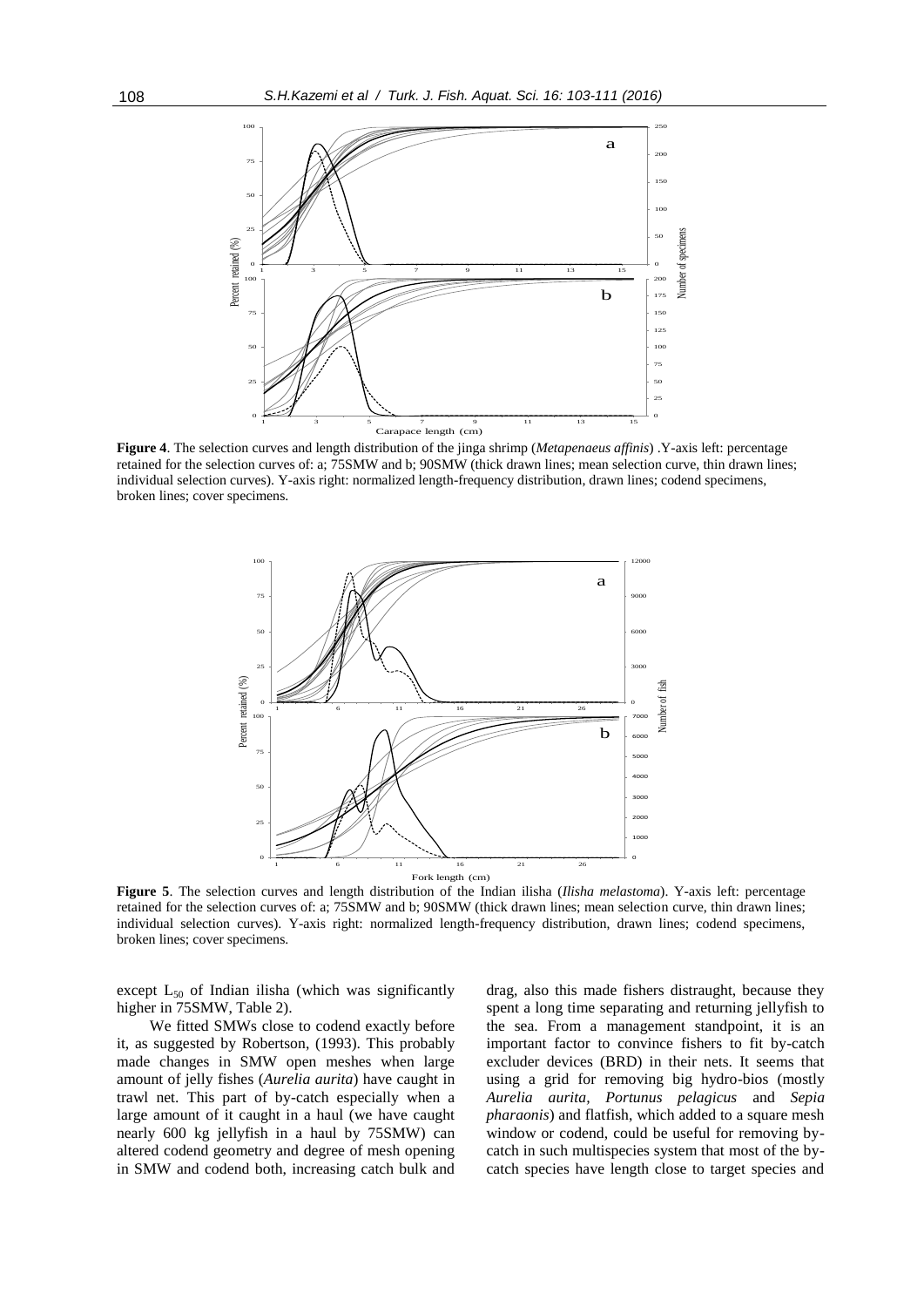Percent retained (%)

Number of specimens

a

b

Carapace length (cm)

**Figure 4**. The selection curves and length distribution of the jinga shrimp (*Metapenaeus affinis*) .Y-axis left: percentage retained for the selection curves of: a; 75SMW and b; 90SMW (thick drawn lines; mean selection curve, thin drawn lines; individual selection curves). Y-axis right: normalized length-frequency distribution, drawn lines; codend specimens, broken lines; cover specimens.

Percent retained (%)

Number of fish

a

b

Fork length (cm)

**Figure 5**. The selection curves and length distribution of the Indian ilisha (*Ilisha melastoma*). Y-axis left: percentage retained for the selection curves of: a; 75SMW and b; 90SMW (thick drawn lines; mean selection curve, thin drawn lines; individual selection curves). Y-axis right: normalized length-frequency distribution, drawn lines; codend specimens, broken lines; cover specimens.

except $L_{50}$ of Indian ilisha (which was significantly higher in 75SMW, Table 2).

We fitted SMWs close to codend exactly before it, as suggested by Robertson, (1993). This probably made changes in SMW open meshes when large amount of jelly fishes (*Aurelia aurita*) have caught in trawl net. This part of by-catch especially when a large amount of it caught in a haul (we have caught nearly 600 kg jellyfish in a haul by 75SMW) can altered codend geometry and degree of mesh opening in SMW and codend both, increasing catch bulk and drag, also this made fishers distraught, because they spent a long time separating and returning jellyfish to the sea. From a management standpoint, it is an important factor to convince fishers to fit by-catch excluder devices (BRD) in their nets. It seems that using a grid for removing big hydro-bios (mostly *Aurelia aurita*, *Portunus pelagicus* and *Sepia pharaonis*) and flatfish, which added to a square mesh window or codend, could be useful for removing by-catch in such multispecies system that most of the by-catch species have length close to target species and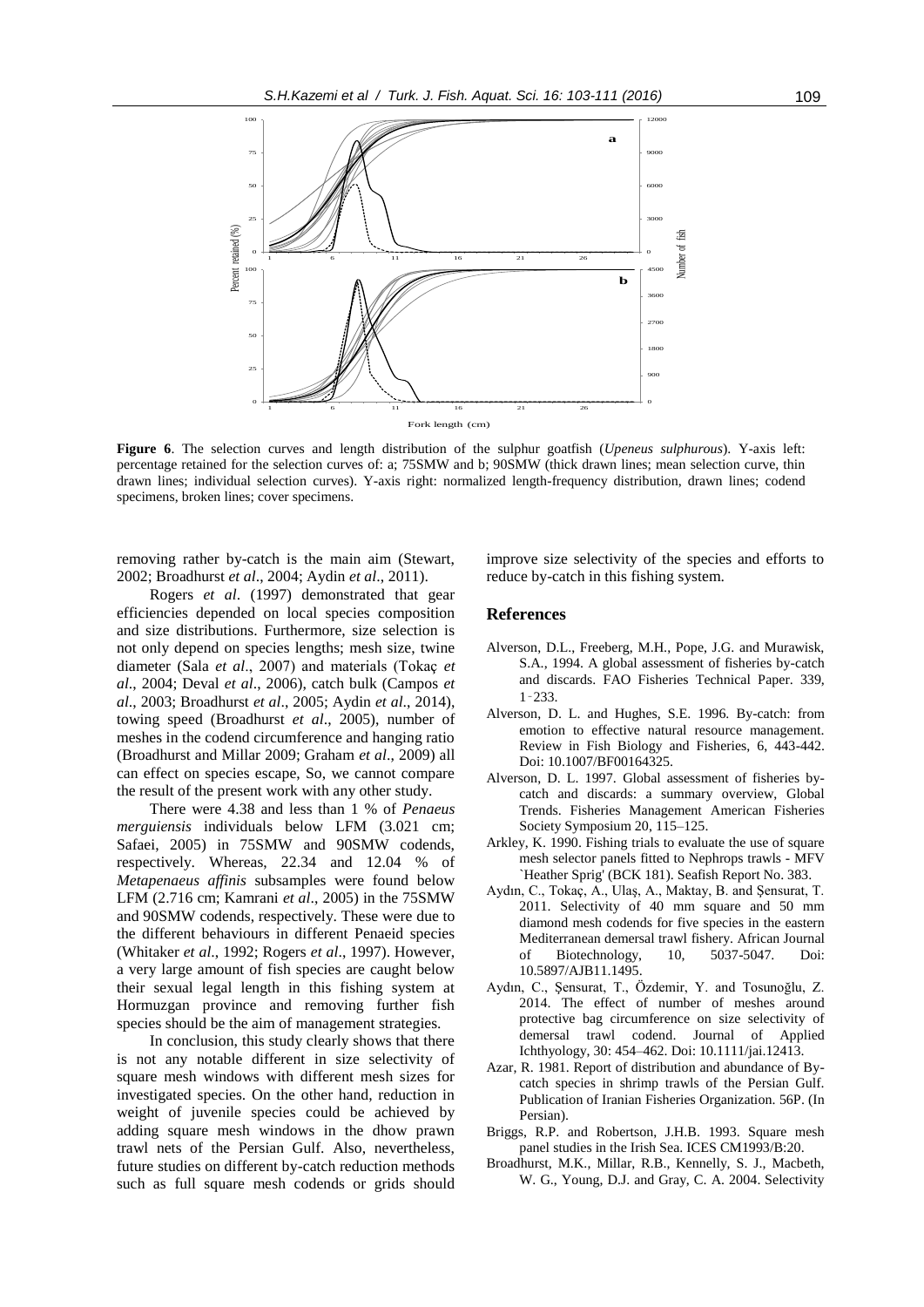100

75

50

25

0

Percent retained (%)

1 6 11 16 21 26

12000

9000

6000

3000

0

Number of fish

a

100

75

50

25

0

1 6 11 16 21 26

4500

3600

2700

1800

900

0

b

Fork length (cm)

**Figure 6**. The selection curves and length distribution of the sulphur goatfish (*Upeneus sulphurous*). Y-axis left: percentage retained for the selection curves of: a; 75SMW and b; 90SMW (thick drawn lines; mean selection curve, thin drawn lines; individual selection curves). Y-axis right: normalized length-frequency distribution, drawn lines; codend specimens, broken lines; cover specimens.

removing rather by-catch is the main aim (Stewart, 2002; Broadhurst *et al*., 2004; Aydin *et al*., 2011).

Rogers *et al*. (1997) demonstrated that gear efficiencies depended on local species composition and size distributions. Furthermore, size selection is not only depend on species lengths; mesh size, twine diameter (Sala *et al*., 2007) and materials (Tokaç *et al*., 2004; Deval *et al*., 2006), catch bulk (Campos *et al*., 2003; Broadhurst *et al*., 2005; Aydin *et al*., 2014), towing speed (Broadhurst *et al*., 2005), number of meshes in the codend circumference and hanging ratio (Broadhurst and Millar 2009; Graham *et al*., 2009) all can effect on species escape, So, we cannot compare the result of the present work with any other study.

There were 4.38 and less than 1 % of *Penaeus merguiensis* individuals below LFM (3.021 cm; Safaei, 2005) in 75SMW and 90SMW codends, respectively. Whereas, 22.34 and 12.04 % of *Metapenaeus affinis* subsamples were found below LFM (2.716 cm; Kamrani *et al*., 2005) in the 75SMW and 90SMW codends, respectively. These were due to the different behaviours in different Penaeid species (Whitaker *et al*., 1992; Rogers *et al*., 1997). However, a very large amount of fish species are caught below their sexual legal length in this fishing system at Hormuzgan province and removing further fish species should be the aim of management strategies.

In conclusion, this study clearly shows that there is not any notable different in size selectivity of square mesh windows with different mesh sizes for investigated species. On the other hand, reduction in weight of juvenile species could be achieved by adding square mesh windows in the dhow prawn trawl nets of the Persian Gulf. Also, nevertheless, future studies on different by-catch reduction methods such as full square mesh codends or grids should improve size selectivity of the species and efforts to reduce by-catch in this fishing system.

## References

Alverson, D.L., Freeberg, M.H., Pope, J.G. and Murawisk, S.A., 1994. A global assessment of fisheries by-catch and discards. FAO Fisheries Technical Paper. 339, 1–233.

Alverson, D. L. and Hughes, S.E. 1996. By-catch: from emotion to effective natural resource management. Review in Fish Biology and Fisheries, 6, 443-442. Doi: 10.1007/BF00164325.

Alverson, D. L. 1997. Global assessment of fisheries by-catch and discards: a summary overview, Global Trends. Fisheries Management American Fisheries Society Symposium 20, 115–125.

Arkley, K. 1990. Fishing trials to evaluate the use of square mesh selector panels fitted to Nephrops trawls - MFV `Heather Sprig' (BCK 181). Seafish Report No. 383.

Aydın, C., Tokaç, A., Ulaş, A., Maktay, B. and Şensurat, T. 2011. Selectivity of 40 mm square and 50 mm diamond mesh codends for five species in the eastern Mediterranean demersal trawl fishery. African Journal of Biotechnology, 10, 5037-5047. Doi: 10.5897/AJB11.1495.

Aydın, C., Şensurat, T., Özdemir, Y. and Tosunoğlu, Z. 2014. The effect of number of meshes around protective bag circumference on size selectivity of demersal trawl codend. Journal of Applied Ichthyology, 30: 454–462. Doi: 10.1111/jai.12413.

Azar, R. 1981. Report of distribution and abundance of By-catch species in shrimp trawls of the Persian Gulf. Publication of Iranian Fisheries Organization. 56P. (In Persian).

Briggs, R.P. and Robertson, J.H.B. 1993. Square mesh panel studies in the Irish Sea. ICES CM1993/B:20.

Broadhurst, M.K., Millar, R.B., Kennelly, S. J., Macbeth, W. G., Young, D.J. and Gray, C. A. 2004. Selectivity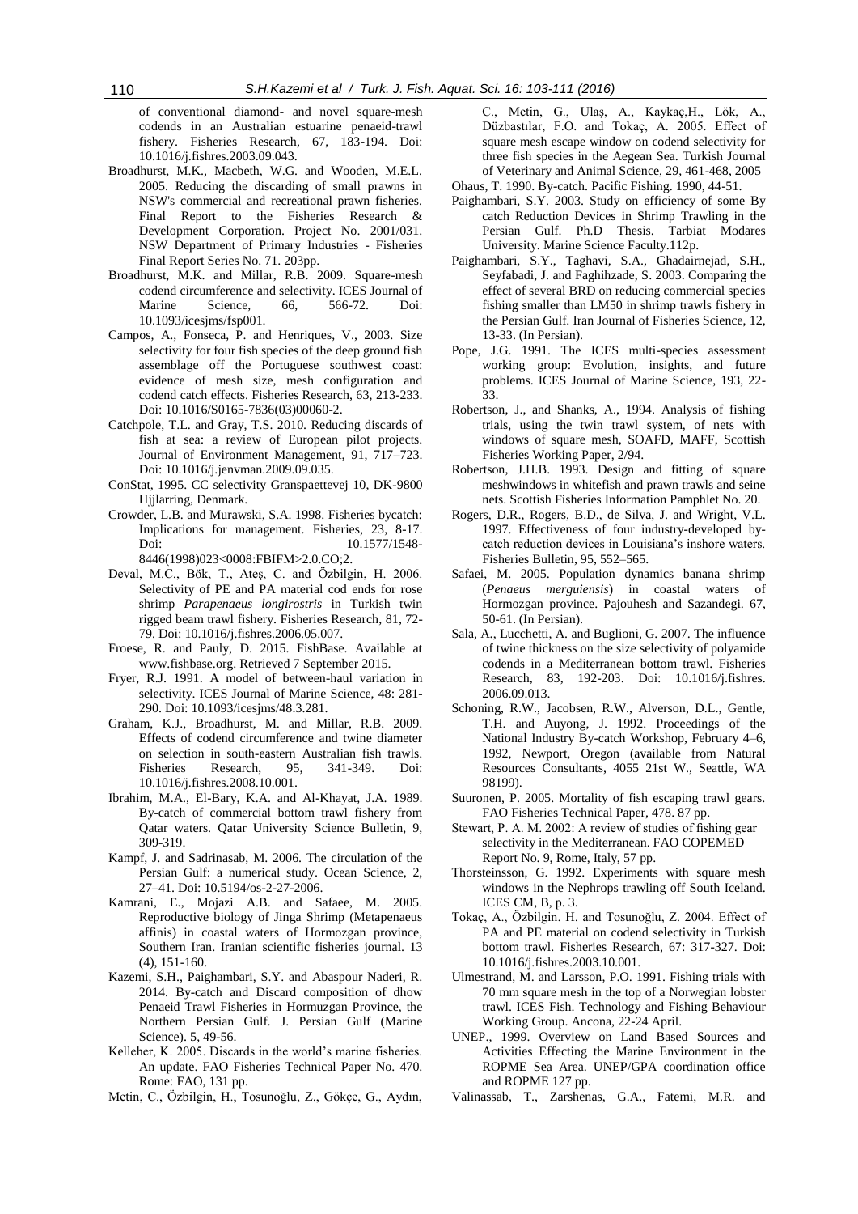of conventional diamond- and novel square-mesh codends in an Australian estuarine penaeid-trawl fishery. Fisheries Research, 67, 183-194. Doi: 10.1016/j.fishres.2003.09.043.

Broadhurst, M.K., Macbeth, W.G. and Wooden, M.E.L. 2005. Reducing the discarding of small prawns in NSW's commercial and recreational prawn fisheries. Final Report to the Fisheries Research & Development Corporation. Project No. 2001/031. NSW Department of Primary Industries - Fisheries Final Report Series No. 71. 203pp.

Broadhurst, M.K. and Millar, R.B. 2009. Square-mesh codend circumference and selectivity. ICES Journal of Marine Science, 66, 566-72. Doi: 10.1093/icesjms/fsp001.

Campos, A., Fonseca, P. and Henriques, V., 2003. Size selectivity for four fish species of the deep ground fish assemblage off the Portuguese southwest coast: evidence of mesh size, mesh configuration and codend catch effects. Fisheries Research, 63, 213-233. Doi: 10.1016/S0165-7836(03)00060-2.

Catchpole, T.L. and Gray, T.S. 2010. Reducing discards of fish at sea: a review of European pilot projects. Journal of Environment Management, 91, 717–723. Doi: 10.1016/j.jenvman.2009.09.035.

ConStat, 1995. CC selectivity Granspaettevej 10, DK-9800 Hjjlarring, Denmark.

Crowder, L.B. and Murawski, S.A. 1998. Fisheries bycatch: Implications for management. Fisheries, 23, 8-17. Doi: 10.1577/1548-8446(1998)023<0008:FBIFM>2.0.CO;2.

Deval, M.C., Bök, T., Ateş, C. and Özbilgin, H. 2006. Selectivity of PE and PA material cod ends for rose shrimp *Parapenaeus longirostris* in Turkish twin rigged beam trawl fishery. Fisheries Research, 81, 72-79. Doi: 10.1016/j.fishres.2006.05.007.

Froese, R. and Pauly, D. 2015. FishBase. Available at www.fishbase.org. Retrieved 7 September 2015.

Fryer, R.J. 1991. A model of between-haul variation in selectivity. ICES Journal of Marine Science, 48: 281-290. Doi: 10.1093/icesjms/48.3.281.

Graham, K.J., Broadhurst, M. and Millar, R.B. 2009. Effects of codend circumference and twine diameter on selection in south-eastern Australian fish trawls. Fisheries Research, 95, 341-349. Doi: 10.1016/j.fishres.2008.10.001.

Ibrahim, M.A., El-Bary, K.A. and Al-Khayat, J.A. 1989. By-catch of commercial bottom trawl fishery from Qatar waters. Qatar University Science Bulletin, 9, 309-319.

Kampf, J. and Sadrinasab, M. 2006. The circulation of the Persian Gulf: a numerical study. Ocean Science, 2, 27–41. Doi: 10.5194/os-2-27-2006.

Kamrani, E., Mojazi A.B. and Safaee, M. 2005. Reproductive biology of Jinga Shrimp (Metapenaeus affinis) in coastal waters of Hormozgan province, Southern Iran. Iranian scientific fisheries journal. 13 (4), 151-160.

Kazemi, S.H., Paighambari, S.Y. and Abaspour Naderi, R. 2014. By-catch and Discard composition of dhow Penaeid Trawl Fisheries in Hormuzgan Province, the Northern Persian Gulf. J. Persian Gulf (Marine Science). 5, 49-56.

Kelleher, K. 2005. Discards in the world's marine fisheries. An update. FAO Fisheries Technical Paper No. 470. Rome: FAO, 131 pp.

Metin, C., Özbilgin, H., Tosunoğlu, Z., Gökçe, G., Aydın, C., Metin, G., Ulaş, A., Kaykaç,H., Lök, A., Düzbastılar, F.O. and Tokaç, A. 2005. Effect of square mesh escape window on codend selectivity for three fish species in the Aegean Sea. Turkish Journal of Veterinary and Animal Science, 29, 461-468, 2005

Ohaus, T. 1990. By-catch. Pacific Fishing. 1990, 44-51.

Paighambari, S.Y. 2003. Study on efficiency of some By catch Reduction Devices in Shrimp Trawling in the Persian Gulf. Ph.D Thesis. Tarbiat Modares University. Marine Science Faculty.112p.

Paighambari, S.Y., Taghavi, S.A., Ghadairnejad, S.H., Seyfabadi, J. and Faghihzade, S. 2003. Comparing the effect of several BRD on reducing commercial species fishing smaller than LM50 in shrimp trawls fishery in the Persian Gulf. Iran Journal of Fisheries Science, 12, 13-33. (In Persian).

Pope, J.G. 1991. The ICES multi-species assessment working group: Evolution, insights, and future problems. ICES Journal of Marine Science, 193, 22-33.

Robertson, J., and Shanks, A., 1994. Analysis of fishing trials, using the twin trawl system, of nets with windows of square mesh, SOAFD, MAFF, Scottish Fisheries Working Paper, 2/94.

Robertson, J.H.B. 1993. Design and fitting of square meshwindows in whitefish and prawn trawls and seine nets. Scottish Fisheries Information Pamphlet No. 20.

Rogers, D.R., Rogers, B.D., de Silva, J. and Wright, V.L. 1997. Effectiveness of four industry-developed by-catch reduction devices in Louisiana's inshore waters. Fisheries Bulletin, 95, 552–565.

Safaei, M. 2005. Population dynamics banana shrimp (*Penaeus merguiensis*) in coastal waters of Hormozgan province. Pajouhesh and Sazandegi. 67, 50-61. (In Persian).

Sala, A., Lucchetti, A. and Buglioni, G. 2007. The influence of twine thickness on the size selectivity of polyamide codends in a Mediterranean bottom trawl. Fisheries Research, 83, 192-203. Doi: 10.1016/j.fishres. 2006.09.013.

Schoning, R.W., Jacobsen, R.W., Alverson, D.L., Gentle, T.H. and Auyong, J. 1992. Proceedings of the National Industry By-catch Workshop, February 4–6, 1992, Newport, Oregon (available from Natural Resources Consultants, 4055 21st W., Seattle, WA 98199).

Suuronen, P. 2005. Mortality of fish escaping trawl gears. FAO Fisheries Technical Paper, 478. 87 pp.

Stewart, P. A. M. 2002: A review of studies of fishing gear selectivity in the Mediterranean. FAO COPEMED Report No. 9, Rome, Italy, 57 pp.

Thorsteinsson, G. 1992. Experiments with square mesh windows in the Nephrops trawling off South Iceland. ICES CM, B, p. 3.

Tokaç, A., Özbilgin. H. and Tosunoğlu, Z. 2004. Effect of PA and PE material on codend selectivity in Turkish bottom trawl. Fisheries Research, 67: 317-327. Doi: 10.1016/j.fishres.2003.10.001.

Ulmestrand, M. and Larsson, P.O. 1991. Fishing trials with 70 mm square mesh in the top of a Norwegian lobster trawl. ICES Fish. Technology and Fishing Behaviour Working Group. Ancona, 22-24 April.

UNEP., 1999. Overview on Land Based Sources and Activities Effecting the Marine Environment in the ROPME Sea Area. UNEP/GPA coordination office and ROPME 127 pp.

Valinassab, T., Zarshenas, G.A., Fatemi, M.R. and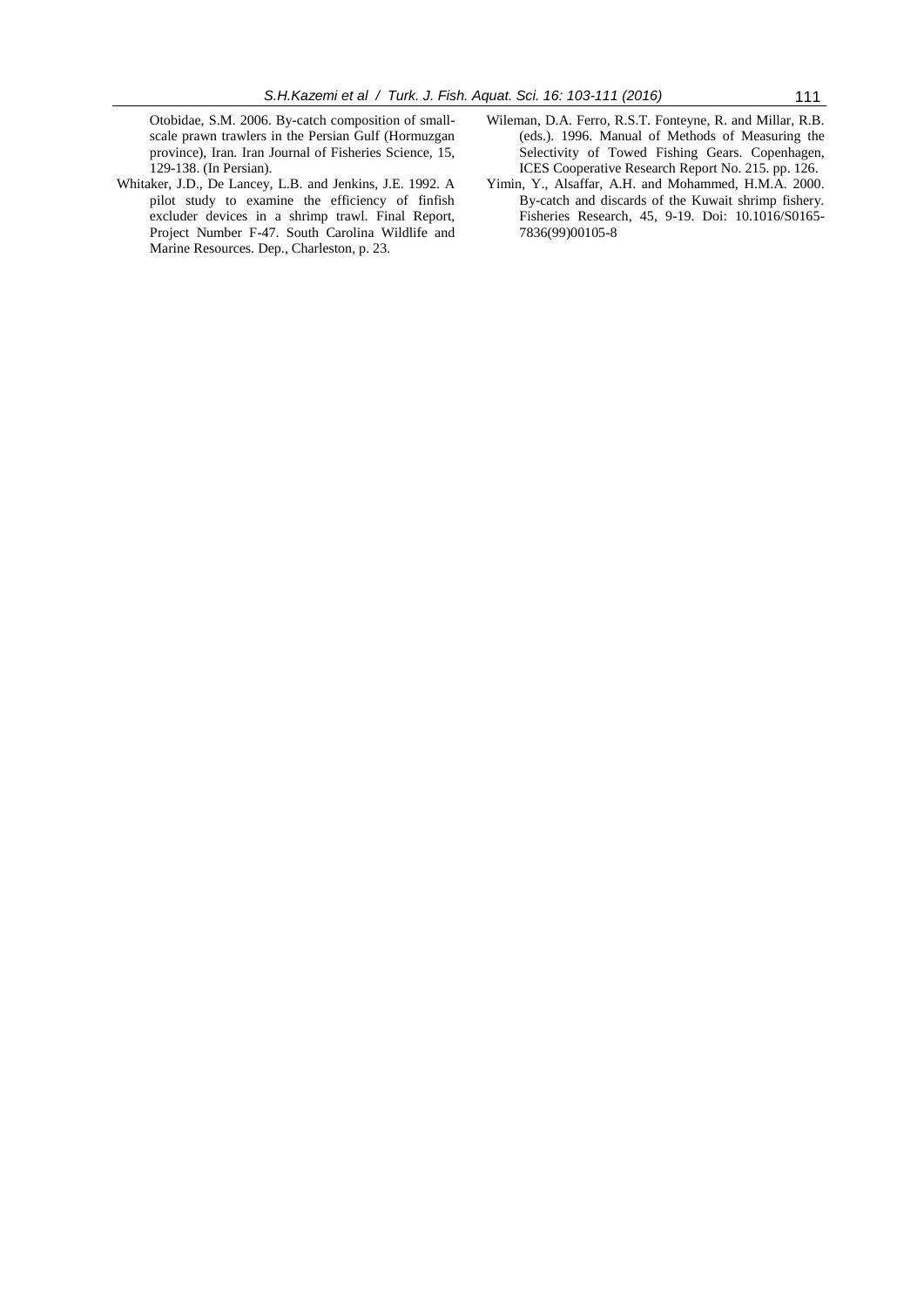Otobidae, S.M. 2006. By-catch composition of small-scale prawn trawlers in the Persian Gulf (Hormuzgan province), Iran. Iran Journal of Fisheries Science, 15, 129-138. (In Persian).

Whitaker, J.D., De Lancey, L.B. and Jenkins, J.E. 1992. A pilot study to examine the efficiency of finfish excluder devices in a shrimp trawl. Final Report, Project Number F-47. South Carolina Wildlife and Marine Resources. Dep., Charleston, p. 23.

Wileman, D.A. Ferro, R.S.T. Fonteyne, R. and Millar, R.B. (eds.). 1996. Manual of Methods of Measuring the Selectivity of Towed Fishing Gears. Copenhagen, ICES Cooperative Research Report No. 215. pp. 126.

Yimin, Y., Alsaffar, A.H. and Mohammed, H.M.A. 2000. By-catch and discards of the Kuwait shrimp fishery. Fisheries Research, 45, 9-19. Doi: 10.1016/S0165-7836(99)00105-8